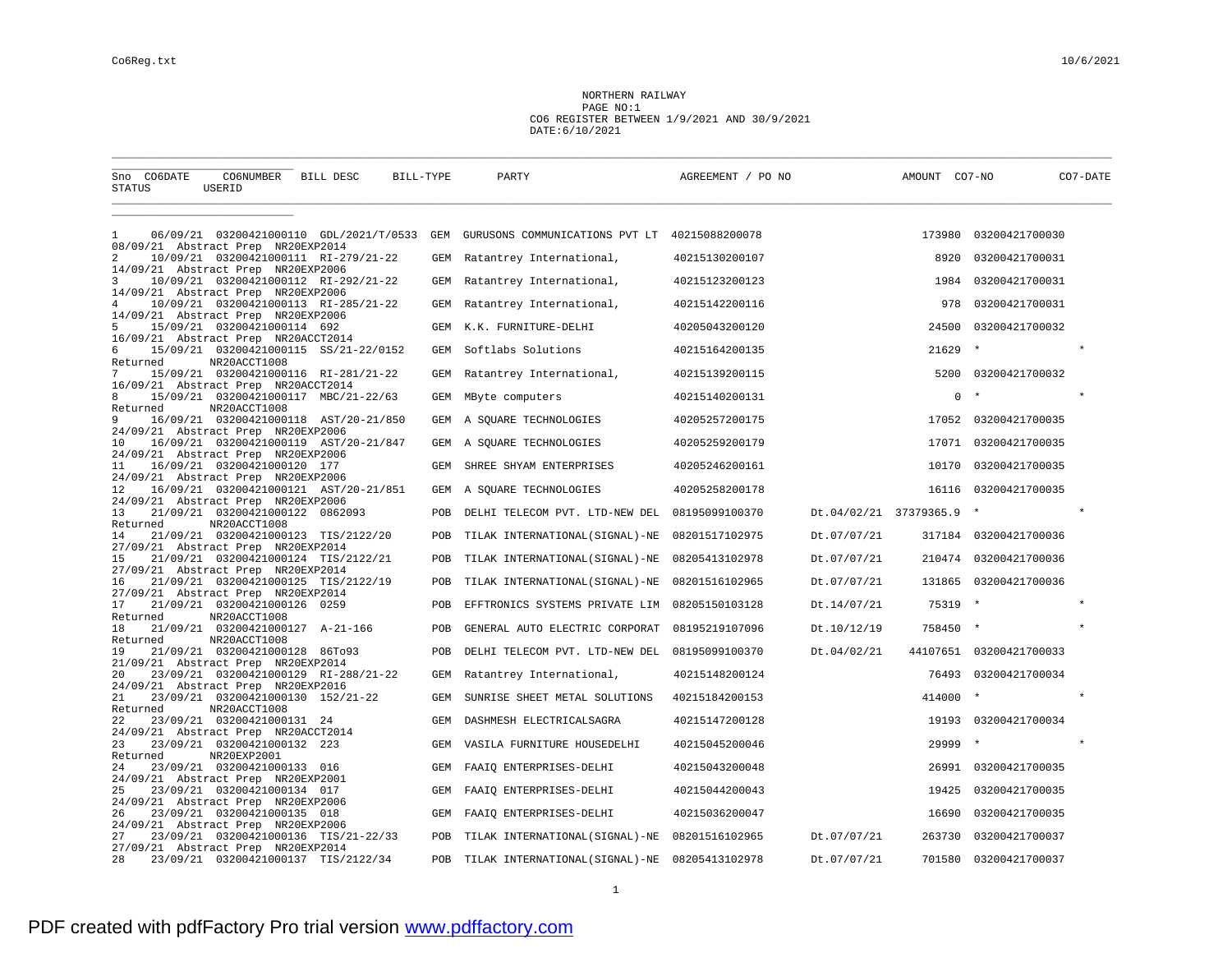NORTHERN RAILWAY
PAGE NO:1
CO6 REGISTER BETWEEN 1/9/2021 AND 30/9/2021
DATE:6/10/2021

| Sno | CO6DATE | CO6NUMBER | BILL DESC | BILL-TYPE | PARTY | AGREEMENT / PO NO | | AMOUNT | CO7-NO | CO7-DATE | STATUS | USERID |
|---|---|---|---|---|---|---|---|---|---|---|---|---|
| 1 | 06/09/21 | 03200421000110 | GDL/2021/T/0533 | GEM | GURUSONS COMMUNICATIONS PVT LT | 40215088200078 | | 173980 | 03200421700030 | 08/09/21 | Abstract Prep | NR20EXP2014 |
| 2 | 10/09/21 | 03200421000111 | RI-279/21-22 | GEM | Ratantrey International, | 40215130200107 | | 8920 | 03200421700031 | 14/09/21 | Abstract Prep | NR20EXP2006 |
| 3 | 10/09/21 | 03200421000112 | RI-292/21-22 | GEM | Ratantrey International, | 40215123200123 | | 1984 | 03200421700031 | 14/09/21 | Abstract Prep | NR20EXP2006 |
| 4 | 10/09/21 | 03200421000113 | RI-285/21-22 | GEM | Ratantrey International, | 40215142200116 | | 978 | 03200421700031 | 14/09/21 | Abstract Prep | NR20EXP2006 |
| 5 | 15/09/21 | 03200421000114 | 692 | GEM | K.K. FURNITURE-DELHI | 40205043200120 | | 24500 | 03200421700032 | 16/09/21 | Abstract Prep | NR20ACCT2014 |
| 6 | 15/09/21 | 03200421000115 | SS/21-22/0152 | GEM | Softlabs Solutions | 40215164200135 | | 21629 | * | * | Returned | NR20ACCT1008 |
| 7 | 15/09/21 | 03200421000116 | RI-281/21-22 | GEM | Ratantrey International, | 40215139200115 | | 5200 | 03200421700032 | 16/09/21 | Abstract Prep | NR20ACCT2014 |
| 8 | 15/09/21 | 03200421000117 | MBC/21-22/63 | GEM | MByte computers | 40215140200131 | | 0 | * | * | Returned | NR20ACCT1008 |
| 9 | 16/09/21 | 03200421000118 | AST/20-21/850 | GEM | A SQUARE TECHNOLOGIES | 40205257200175 | | 17052 | 03200421700035 | 24/09/21 | Abstract Prep | NR20EXP2006 |
| 10 | 16/09/21 | 03200421000119 | AST/20-21/847 | GEM | A SQUARE TECHNOLOGIES | 40205259200179 | | 17071 | 03200421700035 | 24/09/21 | Abstract Prep | NR20EXP2006 |
| 11 | 16/09/21 | 03200421000120 | 177 | GEM | SHREE SHYAM ENTERPRISES | 40205246200161 | | 10170 | 03200421700035 | 24/09/21 | Abstract Prep | NR20EXP2006 |
| 12 | 16/09/21 | 03200421000121 | AST/20-21/851 | GEM | A SQUARE TECHNOLOGIES | 40205258200178 | | 16116 | 03200421700035 | 24/09/21 | Abstract Prep | NR20EXP2006 |
| 13 | 21/09/21 | 03200421000122 | 0862093 | POB | DELHI TELECOM PVT. LTD-NEW DEL | 08195099100370 | Dt.04/02/21 | 37379365.9 | * | * | Returned | NR20ACCT1008 |
| 14 | 21/09/21 | 03200421000123 | TIS/2122/20 | POB | TILAK INTERNATIONAL(SIGNAL)-NE | 08201517102975 | Dt.07/07/21 | 317184 | 03200421700036 | 27/09/21 | Abstract Prep | NR20EXP2014 |
| 15 | 21/09/21 | 03200421000124 | TIS/2122/21 | POB | TILAK INTERNATIONAL(SIGNAL)-NE | 08205413102978 | Dt.07/07/21 | 210474 | 03200421700036 | 27/09/21 | Abstract Prep | NR20EXP2014 |
| 16 | 21/09/21 | 03200421000125 | TIS/2122/19 | POB | TILAK INTERNATIONAL(SIGNAL)-NE | 08201516102965 | Dt.07/07/21 | 131865 | 03200421700036 | 27/09/21 | Abstract Prep | NR20EXP2014 |
| 17 | 21/09/21 | 03200421000126 | 0259 | POB | EFFTRONICS SYSTEMS PRIVATE LIM | 08205150103128 | Dt.14/07/21 | 75319 | * | * | Returned | NR20ACCT1008 |
| 18 | 21/09/21 | 03200421000127 | A-21-166 | POB | GENERAL AUTO ELECTRIC CORPORAT | 08195219107096 | Dt.10/12/19 | 758450 | * | * | Returned | NR20ACCT1008 |
| 19 | 21/09/21 | 03200421000128 | 86To93 | POB | DELHI TELECOM PVT. LTD-NEW DEL | 08195099100370 | Dt.04/02/21 | 44107651 | 03200421700033 | 21/09/21 | Abstract Prep | NR20EXP2014 |
| 20 | 23/09/21 | 03200421000129 | RI-288/21-22 | GEM | Ratantrey International, | 40215148200124 | | 76493 | 03200421700034 | 24/09/21 | Abstract Prep | NR20EXP2016 |
| 21 | 23/09/21 | 03200421000130 | 152/21-22 | GEM | SUNRISE SHEET METAL SOLUTIONS | 40215184200153 | | 414000 | * | * | Returned | NR20ACCT1008 |
| 22 | 23/09/21 | 03200421000131 | 24 | GEM | DASHMESH ELECTRICALSAGRA | 40215147200128 | | 19193 | 03200421700034 | 24/09/21 | Abstract Prep | NR20ACCT2014 |
| 23 | 23/09/21 | 03200421000132 | 223 | GEM | VASILA FURNITURE HOUSEDELHI | 40215045200046 | | 29999 | * | * | Returned | NR20EXP2001 |
| 24 | 23/09/21 | 03200421000133 | 016 | GEM | FAAIQ ENTERPRISES-DELHI | 40215043200048 | | 26991 | 03200421700035 | 24/09/21 | Abstract Prep | NR20EXP2001 |
| 25 | 23/09/21 | 03200421000134 | 017 | GEM | FAAIQ ENTERPRISES-DELHI | 40215044200043 | | 19425 | 03200421700035 | 24/09/21 | Abstract Prep | NR20EXP2006 |
| 26 | 23/09/21 | 03200421000135 | 018 | GEM | FAAIQ ENTERPRISES-DELHI | 40215036200047 | | 16690 | 03200421700035 | 24/09/21 | Abstract Prep | NR20EXP2006 |
| 27 | 23/09/21 | 03200421000136 | TIS/21-22/33 | POB | TILAK INTERNATIONAL(SIGNAL)-NE | 08201516102965 | Dt.07/07/21 | 263730 | 03200421700037 | 27/09/21 | Abstract Prep | NR20EXP2014 |
| 28 | 23/09/21 | 03200421000137 | TIS/2122/34 | POB | TILAK INTERNATIONAL(SIGNAL)-NE | 08205413102978 | Dt.07/07/21 | 701580 | 03200421700037 | | | |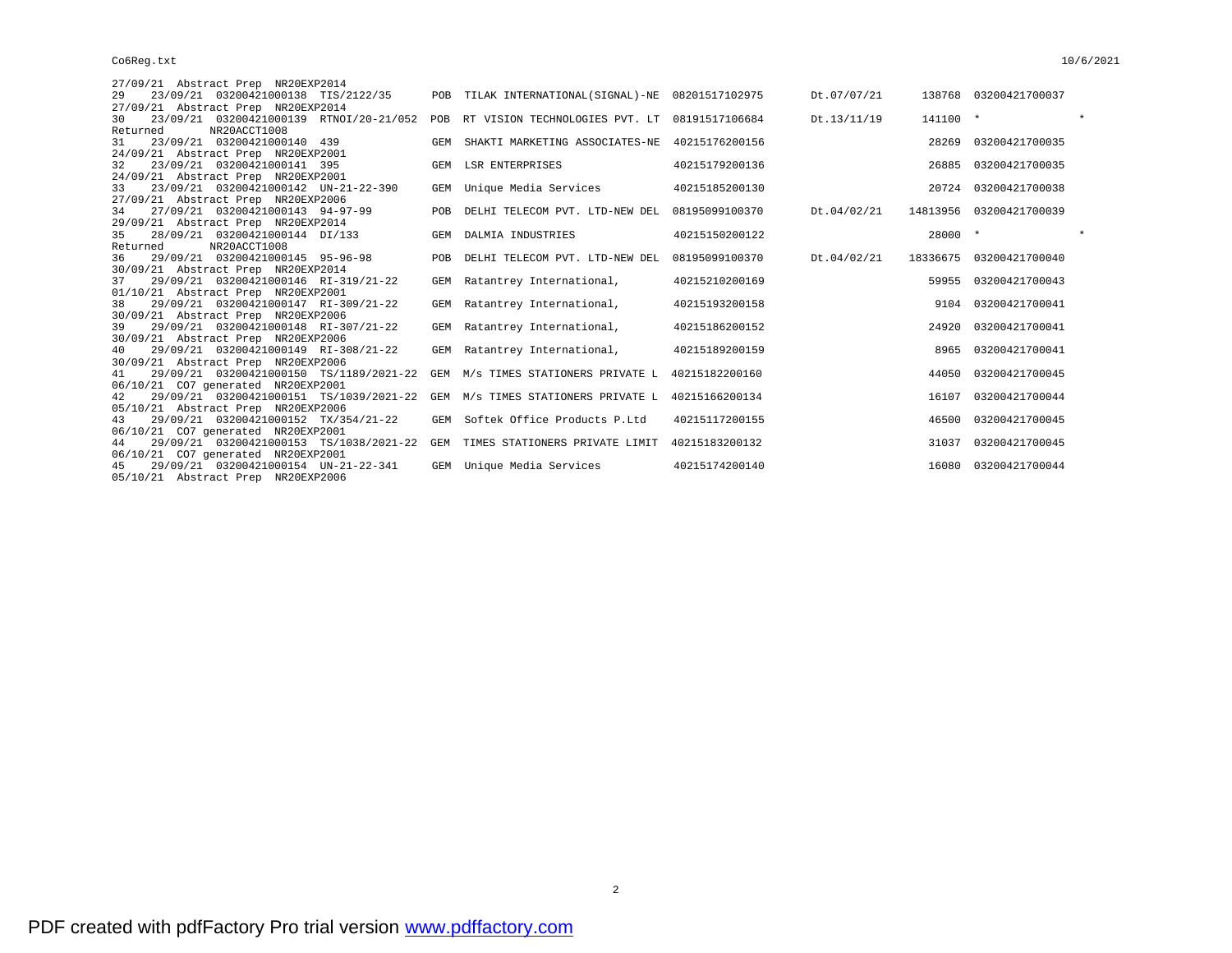```
27/09/21  Abstract Prep  NR20EXP2014
29    23/09/21  03200421000138  TIS/2122/35       POB  TILAK INTERNATIONAL(SIGNAL)-NE  08201517102975    Dt.07/07/21      138768  03200421700037
27/09/21  Abstract Prep  NR20EXP2014
30    23/09/21  03200421000139  RTNOI/20-21/052  POB  RT VISION TECHNOLOGIES PVT. LT  08191517106684    Dt.13/11/19      141100  *                *
Returned        NR20ACCT1008
31    23/09/21  03200421000140  439               GEM  SHAKTI MARKETING ASSOCIATES-NE  40215176200156                      28269  03200421700035
24/09/21  Abstract Prep  NR20EXP2001
32    23/09/21  03200421000141  395               GEM  LSR ENTERPRISES                 40215179200136                      26885  03200421700035
24/09/21  Abstract Prep  NR20EXP2001
33    23/09/21  03200421000142  UN-21-22-390      GEM  Unique Media Services           40215185200130                      20724  03200421700038
27/09/21  Abstract Prep  NR20EXP2006
34    27/09/21  03200421000143  94-97-99          POB  DELHI TELECOM PVT. LTD-NEW DEL  08195099100370    Dt.04/02/21    14813956  03200421700039
29/09/21  Abstract Prep  NR20EXP2014
35    28/09/21  03200421000144  DI/133            GEM  DALMIA INDUSTRIES               40215150200122                      28000  *                *
Returned        NR20ACCT1008
36    29/09/21  03200421000145  95-96-98          POB  DELHI TELECOM PVT. LTD-NEW DEL  08195099100370    Dt.04/02/21    18336675  03200421700040
30/09/21  Abstract Prep  NR20EXP2014
37    29/09/21  03200421000146  RI-319/21-22      GEM  Ratantrey International,        40215210200169                      59955  03200421700043
01/10/21  Abstract Prep  NR20EXP2001
38    29/09/21  03200421000147  RI-309/21-22      GEM  Ratantrey International,        40215193200158                       9104  03200421700041
30/09/21  Abstract Prep  NR20EXP2006
39    29/09/21  03200421000148  RI-307/21-22      GEM  Ratantrey International,        40215186200152                      24920  03200421700041
30/09/21  Abstract Prep  NR20EXP2006
40    29/09/21  03200421000149  RI-308/21-22      GEM  Ratantrey International,        40215189200159                       8965  03200421700041
30/09/21  Abstract Prep  NR20EXP2006
41    29/09/21  03200421000150  TS/1189/2021-22  GEM  M/s TIMES STATIONERS PRIVATE L  40215182200160                      44050  03200421700045
06/10/21  CO7 generated  NR20EXP2001
42    29/09/21  03200421000151  TS/1039/2021-22  GEM  M/s TIMES STATIONERS PRIVATE L  40215166200134                      16107  03200421700044
05/10/21  Abstract Prep  NR20EXP2006
43    29/09/21  03200421000152  TX/354/21-22      GEM  Softek Office Products P.Ltd    40215117200155                      46500  03200421700045
06/10/21  CO7 generated  NR20EXP2001
44    29/09/21  03200421000153  TS/1038/2021-22  GEM  TIMES STATIONERS PRIVATE LIMIT  40215183200132                      31037  03200421700045
06/10/21  CO7 generated  NR20EXP2001
45    29/09/21  03200421000154  UN-21-22-341      GEM  Unique Media Services           40215174200140                      16080  03200421700044
05/10/21  Abstract Prep  NR20EXP2006
```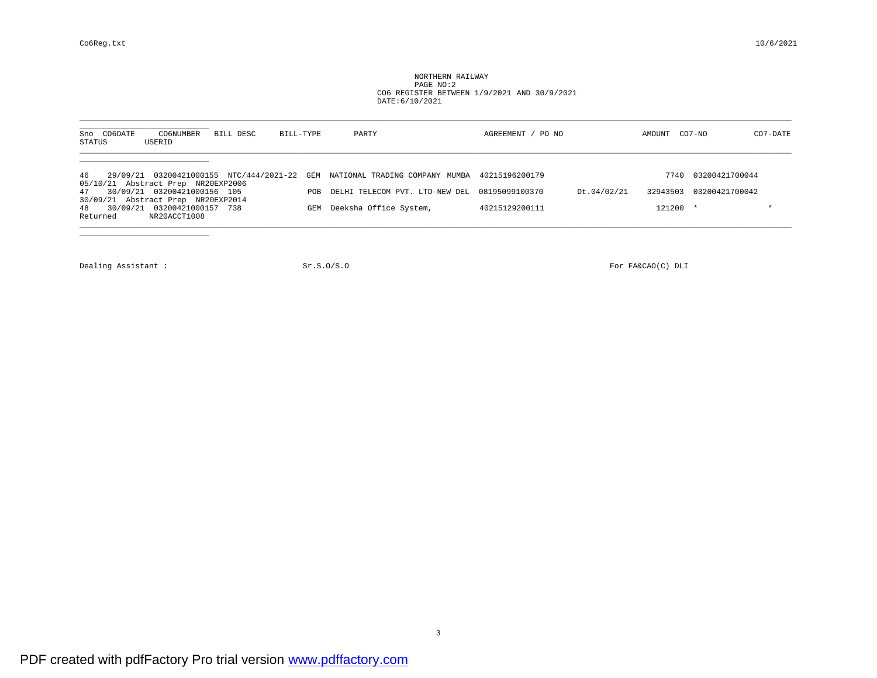NORTHERN RAILWAY
PAGE NO:2
CO6 REGISTER BETWEEN 1/9/2021 AND 30/9/2021
DATE:6/10/2021

| Sno | CO6DATE | CO6NUMBER | BILL DESC | BILL-TYPE | PARTY | AGREEMENT / PO NO | | AMOUNT | CO7-NO | CO7-DATE |
|---|---|---|---|---|---|---|---|---|---|---|
| STATUS | | USERID | | | | | | | | |
| 46 | 29/09/21 | 03200421000155 | NTC/444/2021-22 | GEM | NATIONAL TRADING COMPANY MUMBA | 40215196200179 | | 7740 | 03200421700044 | |
| 05/10/21 Abstract Prep | | NR20EXP2006 | | | | | | | | |
| 47 | 30/09/21 | 03200421000156 | 105 | POB | DELHI TELECOM PVT. LTD-NEW DEL | 08195099100370 | Dt.04/02/21 | 32943503 | 03200421700042 | |
| 30/09/21 Abstract Prep | | NR20EXP2014 | | | | | | | | |
| 48 | 30/09/21 | 03200421000157 | 738 | GEM | Deeksha Office System, | 40215129200111 | | 121200 | * | * |
| Returned | | NR20ACCT1008 | | | | | | | | |

Dealing Assistant : Sr.S.O/S.O For FA&CAO(C) DLI